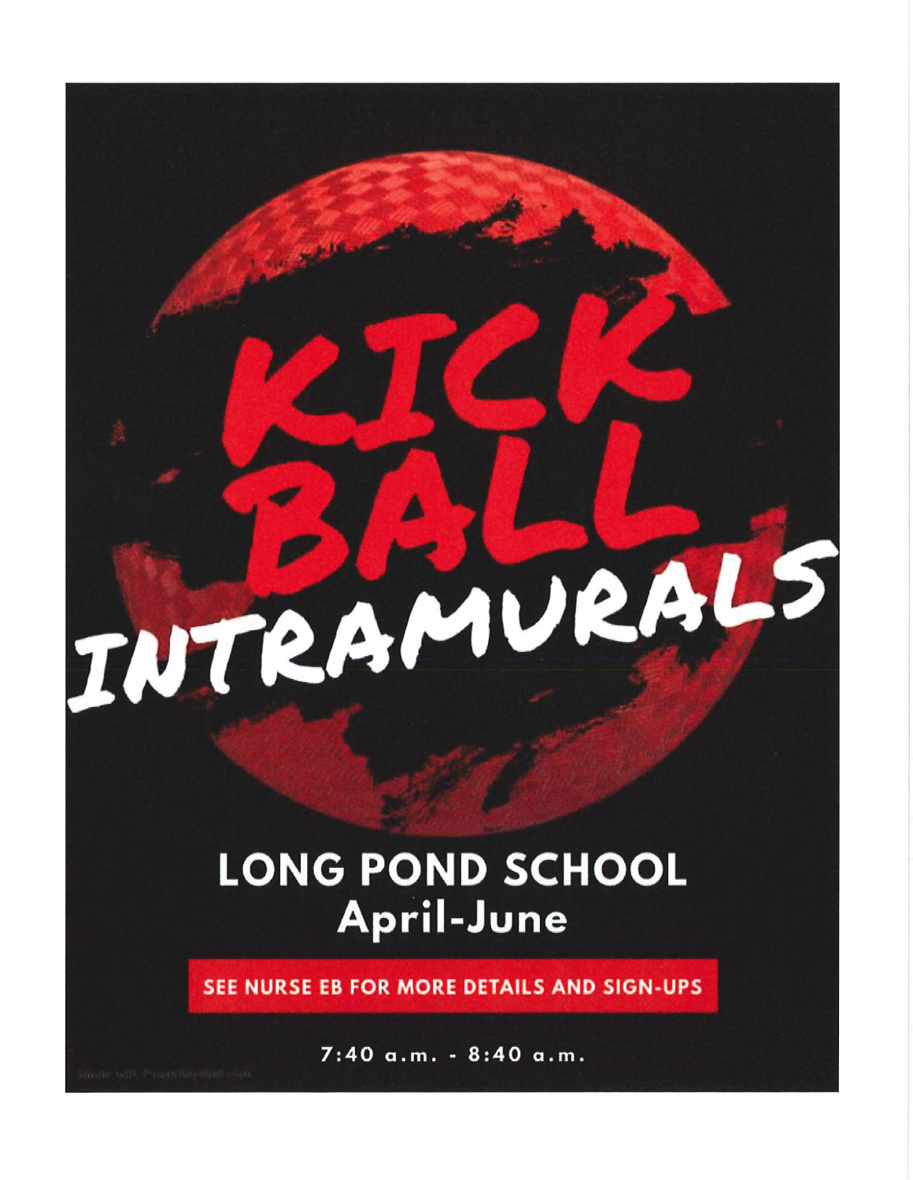# KICK BALL INTRAMURALS

## LONG POND SCHOOL
### April-June

**SEE NURSE EB FOR MORE DETAILS AND SIGN-UPS**

7:40 a.m. - 8:40 a.m.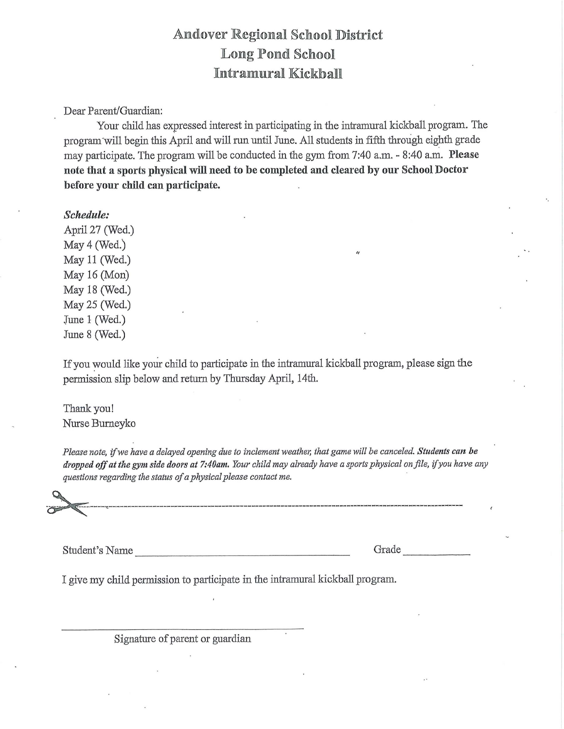# Andover Regional School District
# Long Pond School
# Intramural Kickball

Dear Parent/Guardian:

Your child has expressed interest in participating in the intramural kickball program. The program will begin this April and will run until June. All students in fifth through eighth grade may participate. The program will be conducted in the gym from 7:40 a.m. - 8:40 a.m. **Please note that a sports physical will need to be completed and cleared by our School Doctor before your child can participate.**

***Schedule:***

April 27 (Wed.)
May 4 (Wed.)
May 11 (Wed.)
May 16 (Mon)
May 18 (Wed.)
May 25 (Wed.)
June 1 (Wed.)
June 8 (Wed.)

If you would like your child to participate in the intramural kickball program, please sign the permission slip below and return by Thursday April, 14th.

Thank you!
Nurse Burneyko

*Please note, if we have a delayed opening due to inclement weather, that game will be canceled.* ***Students can be dropped off at the gym side doors at 7:40am.*** *Your child may already have a sports physical on file, if you have any questions regarding the status of a physical please contact me.*

---

Student's Name ______________________________ Grade __________

I give my child permission to participate in the intramural kickball program.

______________________________
Signature of parent or guardian